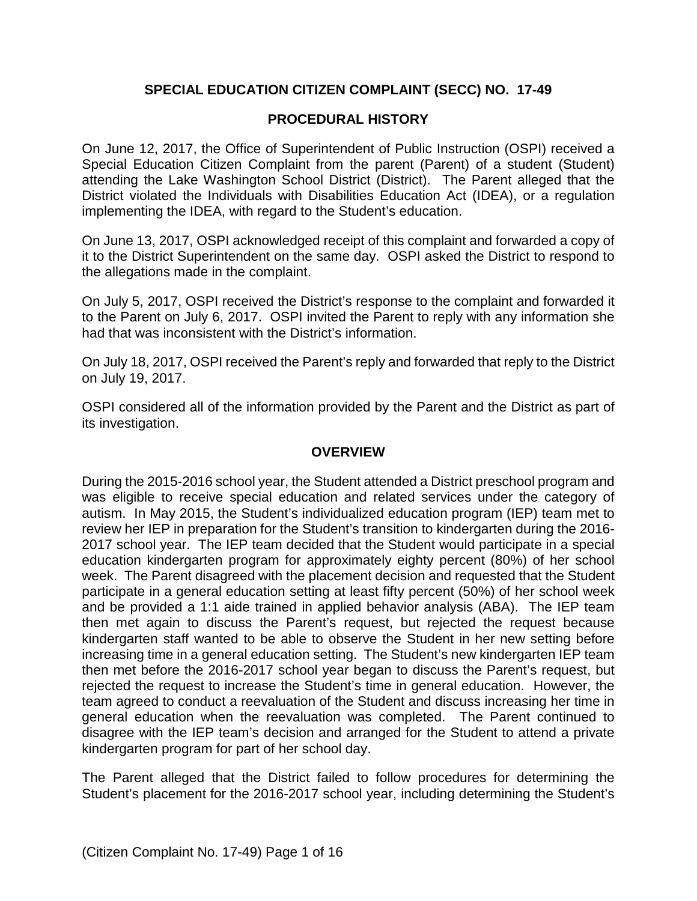# SPECIAL EDUCATION CITIZEN COMPLAINT (SECC) NO. 17-49

## PROCEDURAL HISTORY

On June 12, 2017, the Office of Superintendent of Public Instruction (OSPI) received a Special Education Citizen Complaint from the parent (Parent) of a student (Student) attending the Lake Washington School District (District). The Parent alleged that the District violated the Individuals with Disabilities Education Act (IDEA), or a regulation implementing the IDEA, with regard to the Student's education.

On June 13, 2017, OSPI acknowledged receipt of this complaint and forwarded a copy of it to the District Superintendent on the same day. OSPI asked the District to respond to the allegations made in the complaint.

On July 5, 2017, OSPI received the District's response to the complaint and forwarded it to the Parent on July 6, 2017. OSPI invited the Parent to reply with any information she had that was inconsistent with the District's information.

On July 18, 2017, OSPI received the Parent's reply and forwarded that reply to the District on July 19, 2017.

OSPI considered all of the information provided by the Parent and the District as part of its investigation.

## OVERVIEW

During the 2015-2016 school year, the Student attended a District preschool program and was eligible to receive special education and related services under the category of autism. In May 2015, the Student's individualized education program (IEP) team met to review her IEP in preparation for the Student's transition to kindergarten during the 2016-2017 school year. The IEP team decided that the Student would participate in a special education kindergarten program for approximately eighty percent (80%) of her school week. The Parent disagreed with the placement decision and requested that the Student participate in a general education setting at least fifty percent (50%) of her school week and be provided a 1:1 aide trained in applied behavior analysis (ABA). The IEP team then met again to discuss the Parent's request, but rejected the request because kindergarten staff wanted to be able to observe the Student in her new setting before increasing time in a general education setting. The Student's new kindergarten IEP team then met before the 2016-2017 school year began to discuss the Parent's request, but rejected the request to increase the Student's time in general education. However, the team agreed to conduct a reevaluation of the Student and discuss increasing her time in general education when the reevaluation was completed. The Parent continued to disagree with the IEP team's decision and arranged for the Student to attend a private kindergarten program for part of her school day.

The Parent alleged that the District failed to follow procedures for determining the Student's placement for the 2016-2017 school year, including determining the Student's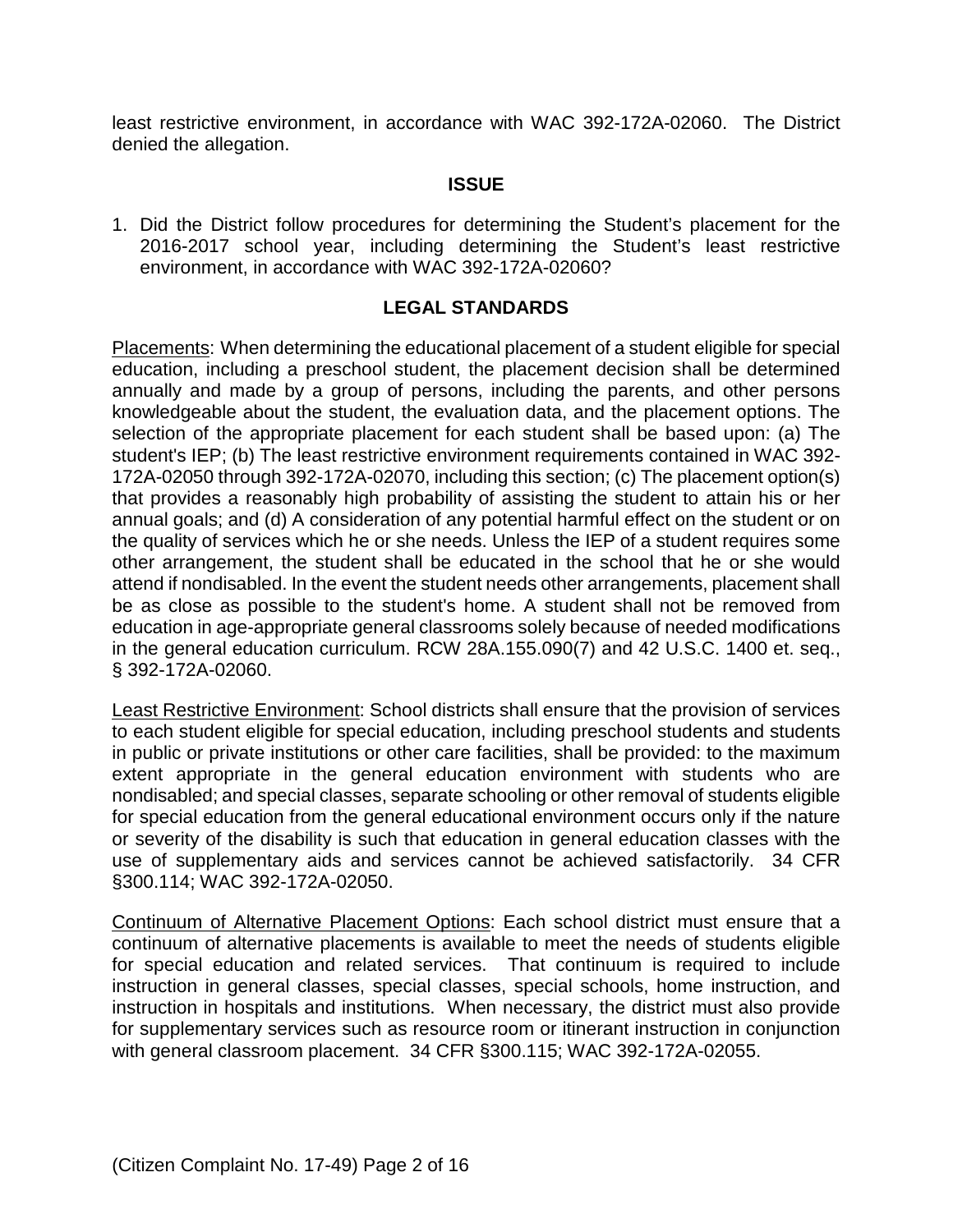least restrictive environment, in accordance with WAC 392-172A-02060. The District denied the allegation.

## ISSUE

1. Did the District follow procedures for determining the Student's placement for the 2016-2017 school year, including determining the Student's least restrictive environment, in accordance with WAC 392-172A-02060?

## LEGAL STANDARDS

Placements: When determining the educational placement of a student eligible for special education, including a preschool student, the placement decision shall be determined annually and made by a group of persons, including the parents, and other persons knowledgeable about the student, the evaluation data, and the placement options. The selection of the appropriate placement for each student shall be based upon: (a) The student's IEP; (b) The least restrictive environment requirements contained in WAC 392-172A-02050 through 392-172A-02070, including this section; (c) The placement option(s) that provides a reasonably high probability of assisting the student to attain his or her annual goals; and (d) A consideration of any potential harmful effect on the student or on the quality of services which he or she needs. Unless the IEP of a student requires some other arrangement, the student shall be educated in the school that he or she would attend if nondisabled. In the event the student needs other arrangements, placement shall be as close as possible to the student's home. A student shall not be removed from education in age-appropriate general classrooms solely because of needed modifications in the general education curriculum. RCW 28A.155.090(7) and 42 U.S.C. 1400 et. seq., § 392-172A-02060.

Least Restrictive Environment: School districts shall ensure that the provision of services to each student eligible for special education, including preschool students and students in public or private institutions or other care facilities, shall be provided: to the maximum extent appropriate in the general education environment with students who are nondisabled; and special classes, separate schooling or other removal of students eligible for special education from the general educational environment occurs only if the nature or severity of the disability is such that education in general education classes with the use of supplementary aids and services cannot be achieved satisfactorily. 34 CFR §300.114; WAC 392-172A-02050.

Continuum of Alternative Placement Options: Each school district must ensure that a continuum of alternative placements is available to meet the needs of students eligible for special education and related services. That continuum is required to include instruction in general classes, special classes, special schools, home instruction, and instruction in hospitals and institutions. When necessary, the district must also provide for supplementary services such as resource room or itinerant instruction in conjunction with general classroom placement. 34 CFR §300.115; WAC 392-172A-02055.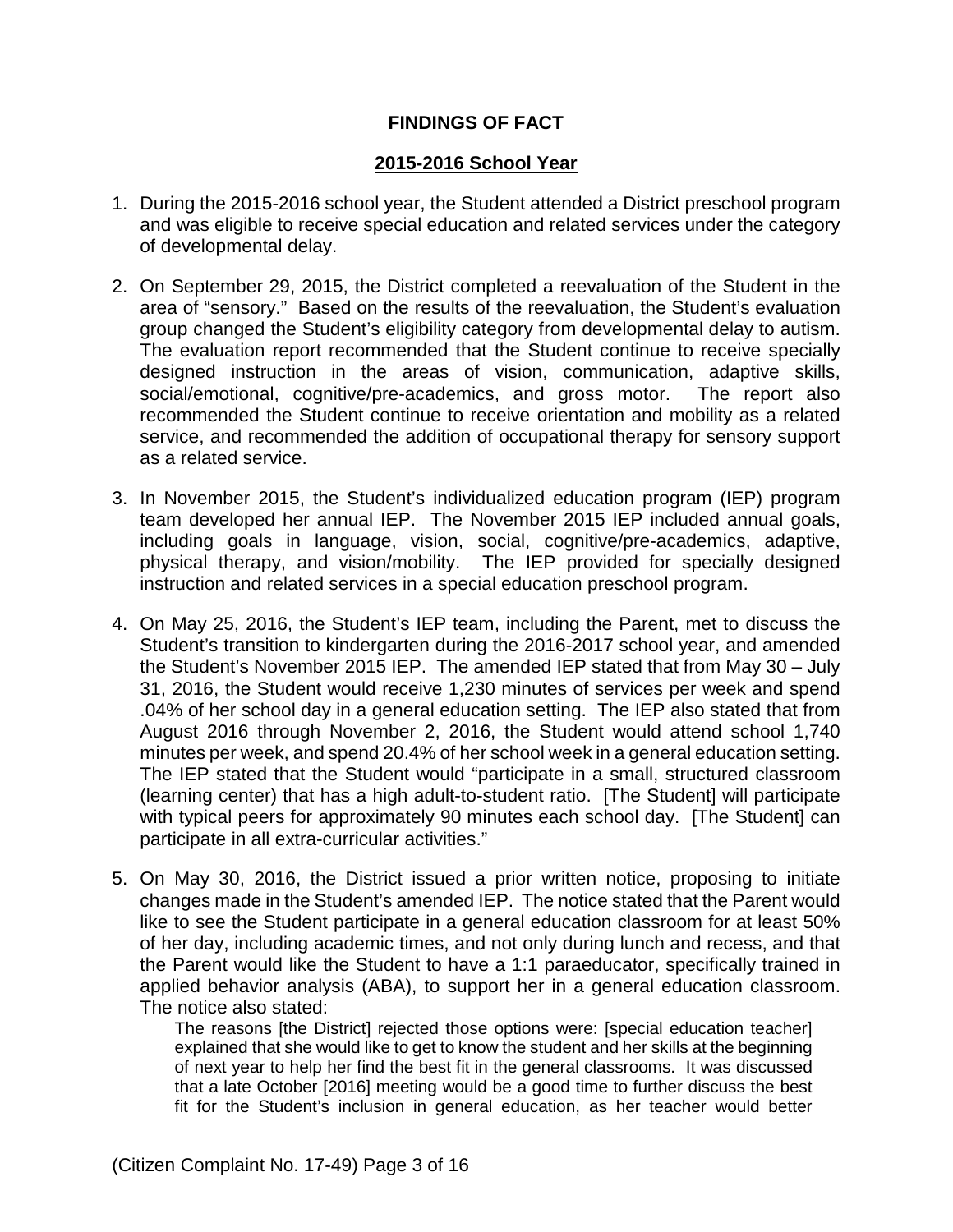## FINDINGS OF FACT

### 2015-2016 School Year

1. During the 2015-2016 school year, the Student attended a District preschool program and was eligible to receive special education and related services under the category of developmental delay.

2. On September 29, 2015, the District completed a reevaluation of the Student in the area of "sensory." Based on the results of the reevaluation, the Student's evaluation group changed the Student's eligibility category from developmental delay to autism. The evaluation report recommended that the Student continue to receive specially designed instruction in the areas of vision, communication, adaptive skills, social/emotional, cognitive/pre-academics, and gross motor. The report also recommended the Student continue to receive orientation and mobility as a related service, and recommended the addition of occupational therapy for sensory support as a related service.

3. In November 2015, the Student's individualized education program (IEP) program team developed her annual IEP. The November 2015 IEP included annual goals, including goals in language, vision, social, cognitive/pre-academics, adaptive, physical therapy, and vision/mobility. The IEP provided for specially designed instruction and related services in a special education preschool program.

4. On May 25, 2016, the Student's IEP team, including the Parent, met to discuss the Student's transition to kindergarten during the 2016-2017 school year, and amended the Student's November 2015 IEP. The amended IEP stated that from May 30 – July 31, 2016, the Student would receive 1,230 minutes of services per week and spend .04% of her school day in a general education setting. The IEP also stated that from August 2016 through November 2, 2016, the Student would attend school 1,740 minutes per week, and spend 20.4% of her school week in a general education setting. The IEP stated that the Student would "participate in a small, structured classroom (learning center) that has a high adult-to-student ratio. [The Student] will participate with typical peers for approximately 90 minutes each school day. [The Student] can participate in all extra-curricular activities."

5. On May 30, 2016, the District issued a prior written notice, proposing to initiate changes made in the Student's amended IEP. The notice stated that the Parent would like to see the Student participate in a general education classroom for at least 50% of her day, including academic times, and not only during lunch and recess, and that the Parent would like the Student to have a 1:1 paraeducator, specifically trained in applied behavior analysis (ABA), to support her in a general education classroom. The notice also stated:

   > The reasons [the District] rejected those options were: [special education teacher] explained that she would like to get to know the student and her skills at the beginning of next year to help her find the best fit in the general classrooms. It was discussed that a late October [2016] meeting would be a good time to further discuss the best fit for the Student's inclusion in general education, as her teacher would better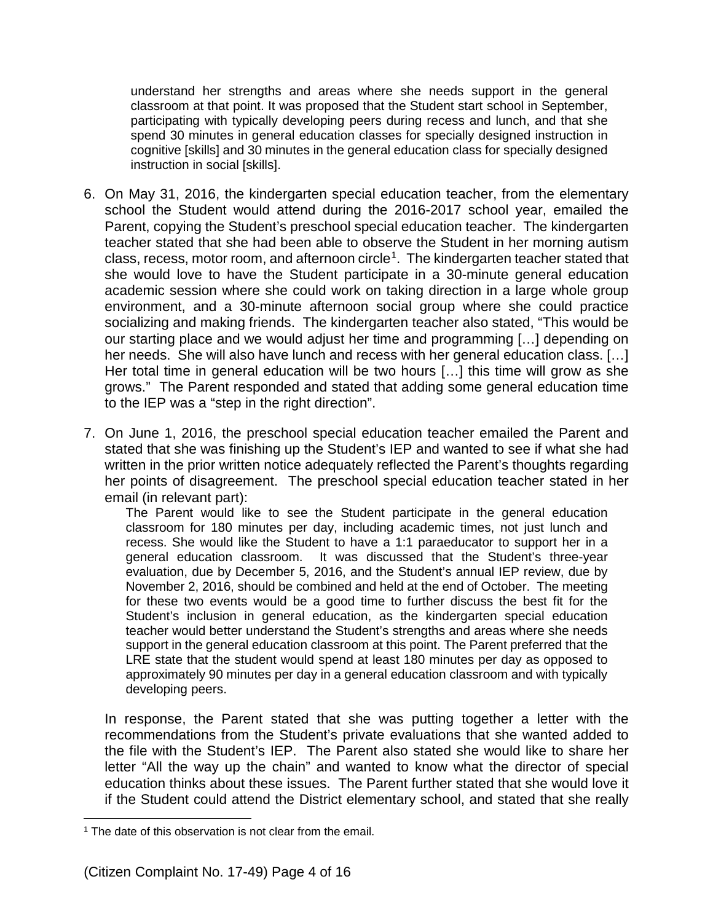> understand her strengths and areas where she needs support in the general classroom at that point. It was proposed that the Student start school in September, participating with typically developing peers during recess and lunch, and that she spend 30 minutes in general education classes for specially designed instruction in cognitive [skills] and 30 minutes in the general education class for specially designed instruction in social [skills].

6. On May 31, 2016, the kindergarten special education teacher, from the elementary school the Student would attend during the 2016-2017 school year, emailed the Parent, copying the Student's preschool special education teacher. The kindergarten teacher stated that she had been able to observe the Student in her morning autism class, recess, motor room, and afternoon circle[1]. The kindergarten teacher stated that she would love to have the Student participate in a 30-minute general education academic session where she could work on taking direction in a large whole group environment, and a 30-minute afternoon social group where she could practice socializing and making friends. The kindergarten teacher also stated, "This would be our starting place and we would adjust her time and programming […] depending on her needs. She will also have lunch and recess with her general education class. […] Her total time in general education will be two hours […] this time will grow as she grows." The Parent responded and stated that adding some general education time to the IEP was a "step in the right direction".

7. On June 1, 2016, the preschool special education teacher emailed the Parent and stated that she was finishing up the Student's IEP and wanted to see if what she had written in the prior written notice adequately reflected the Parent's thoughts regarding her points of disagreement. The preschool special education teacher stated in her email (in relevant part):

   > The Parent would like to see the Student participate in the general education classroom for 180 minutes per day, including academic times, not just lunch and recess. She would like the Student to have a 1:1 paraeducator to support her in a general education classroom. It was discussed that the Student's three-year evaluation, due by December 5, 2016, and the Student's annual IEP review, due by November 2, 2016, should be combined and held at the end of October. The meeting for these two events would be a good time to further discuss the best fit for the Student's inclusion in general education, as the kindergarten special education teacher would better understand the Student's strengths and areas where she needs support in the general education classroom at this point. The Parent preferred that the LRE state that the student would spend at least 180 minutes per day as opposed to approximately 90 minutes per day in a general education classroom and with typically developing peers.

   In response, the Parent stated that she was putting together a letter with the recommendations from the Student's private evaluations that she wanted added to the file with the Student's IEP. The Parent also stated she would like to share her letter "All the way up the chain" and wanted to know what the director of special education thinks about these issues. The Parent further stated that she would love it if the Student could attend the District elementary school, and stated that she really

---

[1] The date of this observation is not clear from the email.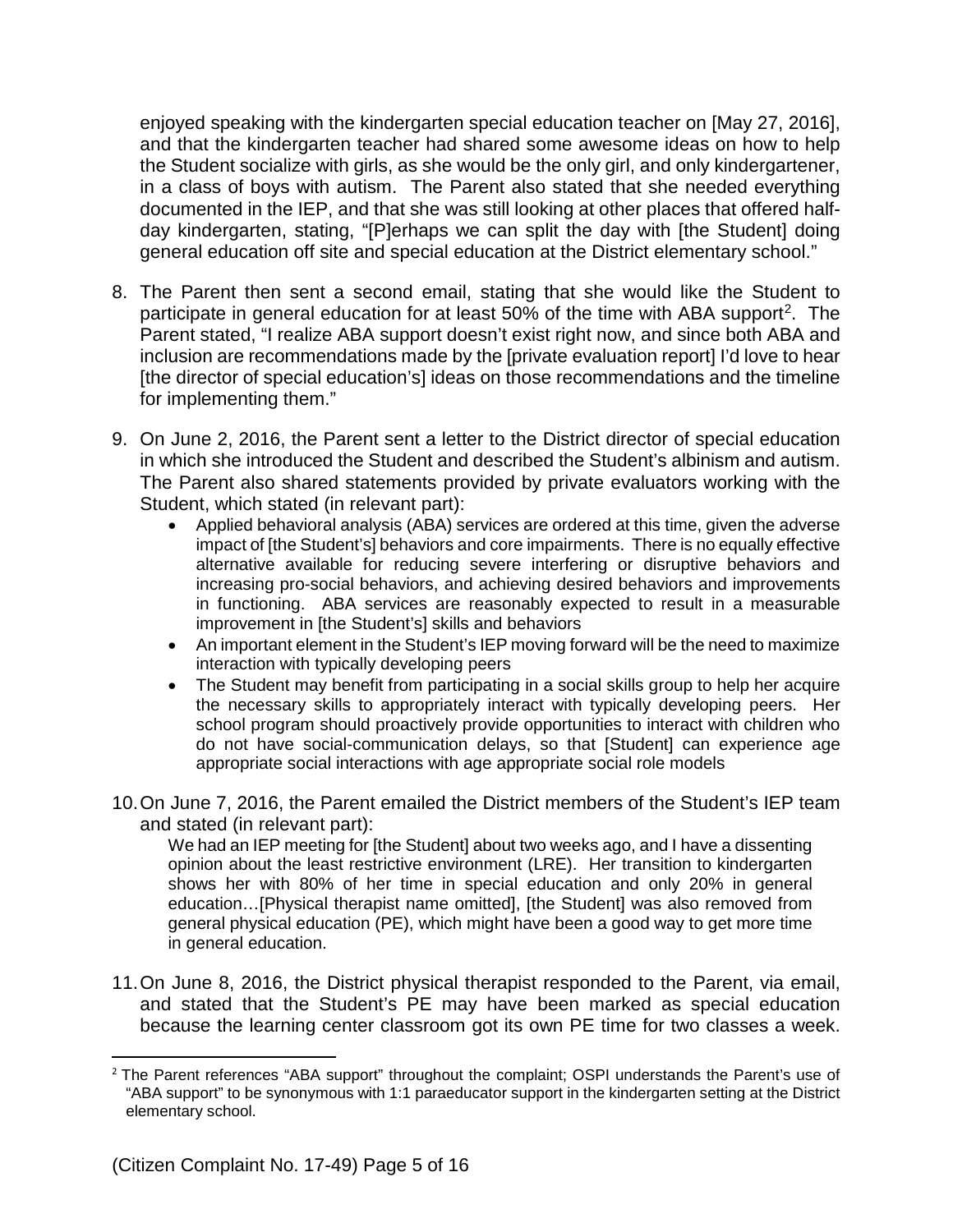enjoyed speaking with the kindergarten special education teacher on [May 27, 2016], and that the kindergarten teacher had shared some awesome ideas on how to help the Student socialize with girls, as she would be the only girl, and only kindergartener, in a class of boys with autism. The Parent also stated that she needed everything documented in the IEP, and that she was still looking at other places that offered half-day kindergarten, stating, "[P]erhaps we can split the day with [the Student] doing general education off site and special education at the District elementary school."

8. The Parent then sent a second email, stating that she would like the Student to participate in general education for at least 50% of the time with ABA support[2]. The Parent stated, "I realize ABA support doesn't exist right now, and since both ABA and inclusion are recommendations made by the [private evaluation report] I'd love to hear [the director of special education's] ideas on those recommendations and the timeline for implementing them."

9. On June 2, 2016, the Parent sent a letter to the District director of special education in which she introduced the Student and described the Student's albinism and autism. The Parent also shared statements provided by private evaluators working with the Student, which stated (in relevant part):
   - Applied behavioral analysis (ABA) services are ordered at this time, given the adverse impact of [the Student's] behaviors and core impairments. There is no equally effective alternative available for reducing severe interfering or disruptive behaviors and increasing pro-social behaviors, and achieving desired behaviors and improvements in functioning. ABA services are reasonably expected to result in a measurable improvement in [the Student's] skills and behaviors
   - An important element in the Student's IEP moving forward will be the need to maximize interaction with typically developing peers
   - The Student may benefit from participating in a social skills group to help her acquire the necessary skills to appropriately interact with typically developing peers. Her school program should proactively provide opportunities to interact with children who do not have social-communication delays, so that [Student] can experience age appropriate social interactions with age appropriate social role models

10. On June 7, 2016, the Parent emailed the District members of the Student's IEP team and stated (in relevant part):

    We had an IEP meeting for [the Student] about two weeks ago, and I have a dissenting opinion about the least restrictive environment (LRE). Her transition to kindergarten shows her with 80% of her time in special education and only 20% in general education…[Physical therapist name omitted], [the Student] was also removed from general physical education (PE), which might have been a good way to get more time in general education.

11. On June 8, 2016, the District physical therapist responded to the Parent, via email, and stated that the Student's PE may have been marked as special education because the learning center classroom got its own PE time for two classes a week.

[2] The Parent references "ABA support" throughout the complaint; OSPI understands the Parent's use of "ABA support" to be synonymous with 1:1 paraeducator support in the kindergarten setting at the District elementary school.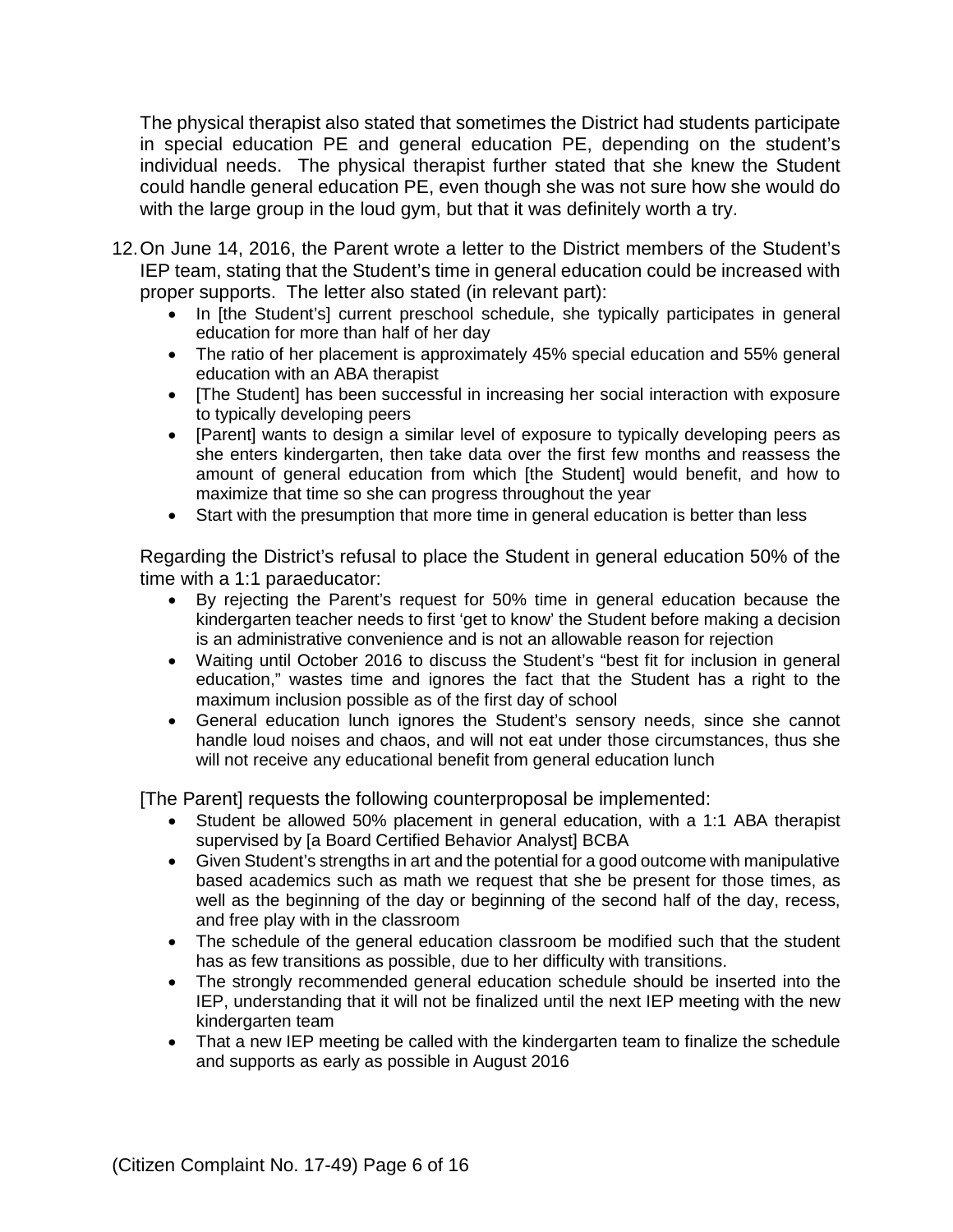The physical therapist also stated that sometimes the District had students participate in special education PE and general education PE, depending on the student's individual needs. The physical therapist further stated that she knew the Student could handle general education PE, even though she was not sure how she would do with the large group in the loud gym, but that it was definitely worth a try.

12. On June 14, 2016, the Parent wrote a letter to the District members of the Student's IEP team, stating that the Student's time in general education could be increased with proper supports. The letter also stated (in relevant part):
    - In [the Student's] current preschool schedule, she typically participates in general education for more than half of her day
    - The ratio of her placement is approximately 45% special education and 55% general education with an ABA therapist
    - [The Student] has been successful in increasing her social interaction with exposure to typically developing peers
    - [Parent] wants to design a similar level of exposure to typically developing peers as she enters kindergarten, then take data over the first few months and reassess the amount of general education from which [the Student] would benefit, and how to maximize that time so she can progress throughout the year
    - Start with the presumption that more time in general education is better than less

    Regarding the District's refusal to place the Student in general education 50% of the time with a 1:1 paraeducator:
    - By rejecting the Parent's request for 50% time in general education because the kindergarten teacher needs to first 'get to know' the Student before making a decision is an administrative convenience and is not an allowable reason for rejection
    - Waiting until October 2016 to discuss the Student's "best fit for inclusion in general education," wastes time and ignores the fact that the Student has a right to the maximum inclusion possible as of the first day of school
    - General education lunch ignores the Student's sensory needs, since she cannot handle loud noises and chaos, and will not eat under those circumstances, thus she will not receive any educational benefit from general education lunch

    [The Parent] requests the following counterproposal be implemented:
    - Student be allowed 50% placement in general education, with a 1:1 ABA therapist supervised by [a Board Certified Behavior Analyst] BCBA
    - Given Student's strengths in art and the potential for a good outcome with manipulative based academics such as math we request that she be present for those times, as well as the beginning of the day or beginning of the second half of the day, recess, and free play with in the classroom
    - The schedule of the general education classroom be modified such that the student has as few transitions as possible, due to her difficulty with transitions.
    - The strongly recommended general education schedule should be inserted into the IEP, understanding that it will not be finalized until the next IEP meeting with the new kindergarten team
    - That a new IEP meeting be called with the kindergarten team to finalize the schedule and supports as early as possible in August 2016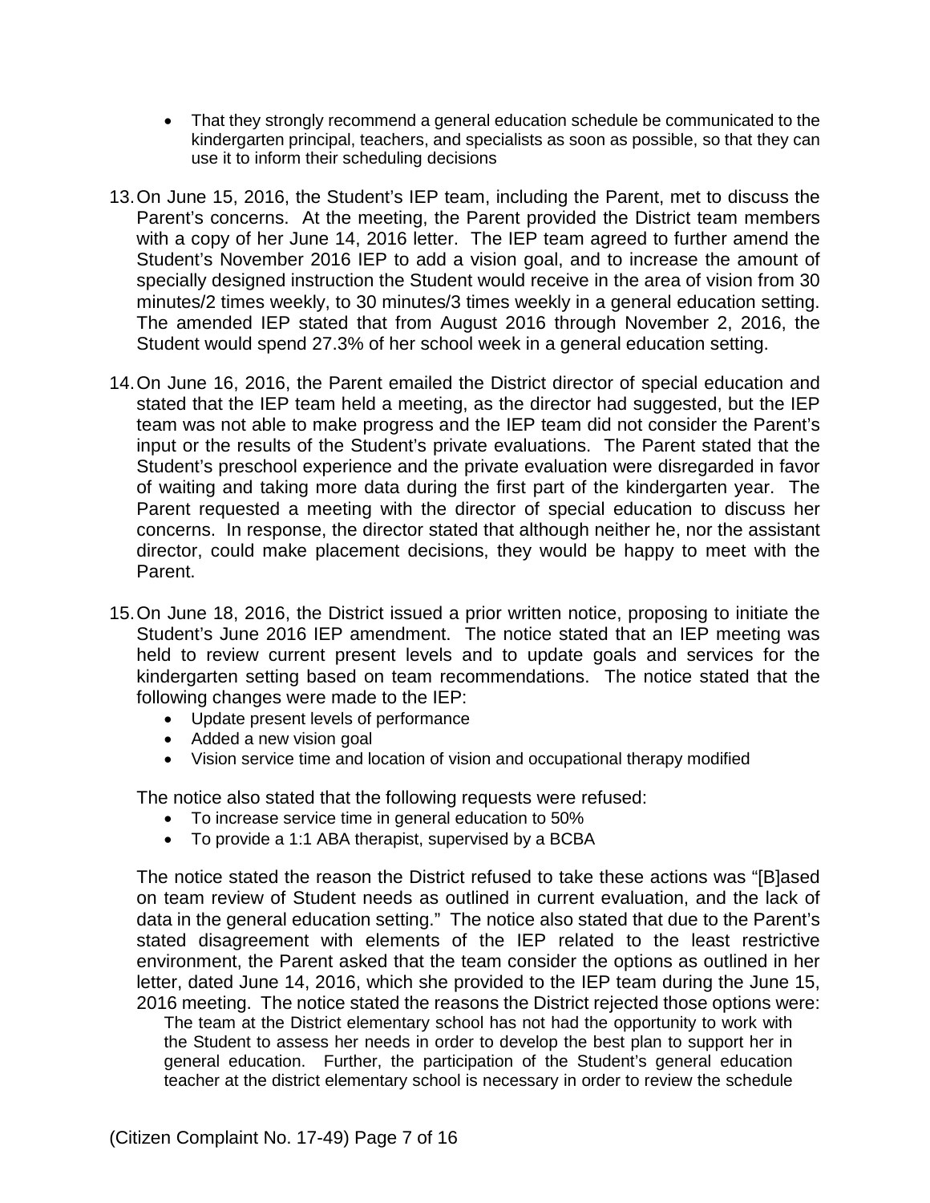- That they strongly recommend a general education schedule be communicated to the kindergarten principal, teachers, and specialists as soon as possible, so that they can use it to inform their scheduling decisions

13. On June 15, 2016, the Student's IEP team, including the Parent, met to discuss the Parent's concerns. At the meeting, the Parent provided the District team members with a copy of her June 14, 2016 letter. The IEP team agreed to further amend the Student's November 2016 IEP to add a vision goal, and to increase the amount of specially designed instruction the Student would receive in the area of vision from 30 minutes/2 times weekly, to 30 minutes/3 times weekly in a general education setting. The amended IEP stated that from August 2016 through November 2, 2016, the Student would spend 27.3% of her school week in a general education setting.

14. On June 16, 2016, the Parent emailed the District director of special education and stated that the IEP team held a meeting, as the director had suggested, but the IEP team was not able to make progress and the IEP team did not consider the Parent's input or the results of the Student's private evaluations. The Parent stated that the Student's preschool experience and the private evaluation were disregarded in favor of waiting and taking more data during the first part of the kindergarten year. The Parent requested a meeting with the director of special education to discuss her concerns. In response, the director stated that although neither he, nor the assistant director, could make placement decisions, they would be happy to meet with the Parent.

15. On June 18, 2016, the District issued a prior written notice, proposing to initiate the Student's June 2016 IEP amendment. The notice stated that an IEP meeting was held to review current present levels and to update goals and services for the kindergarten setting based on team recommendations. The notice stated that the following changes were made to the IEP:
    - Update present levels of performance
    - Added a new vision goal
    - Vision service time and location of vision and occupational therapy modified

    The notice also stated that the following requests were refused:
    - To increase service time in general education to 50%
    - To provide a 1:1 ABA therapist, supervised by a BCBA

    The notice stated the reason the District refused to take these actions was "[B]ased on team review of Student needs as outlined in current evaluation, and the lack of data in the general education setting." The notice also stated that due to the Parent's stated disagreement with elements of the IEP related to the least restrictive environment, the Parent asked that the team consider the options as outlined in her letter, dated June 14, 2016, which she provided to the IEP team during the June 15, 2016 meeting. The notice stated the reasons the District rejected those options were:

    > The team at the District elementary school has not had the opportunity to work with the Student to assess her needs in order to develop the best plan to support her in general education. Further, the participation of the Student's general education teacher at the district elementary school is necessary in order to review the schedule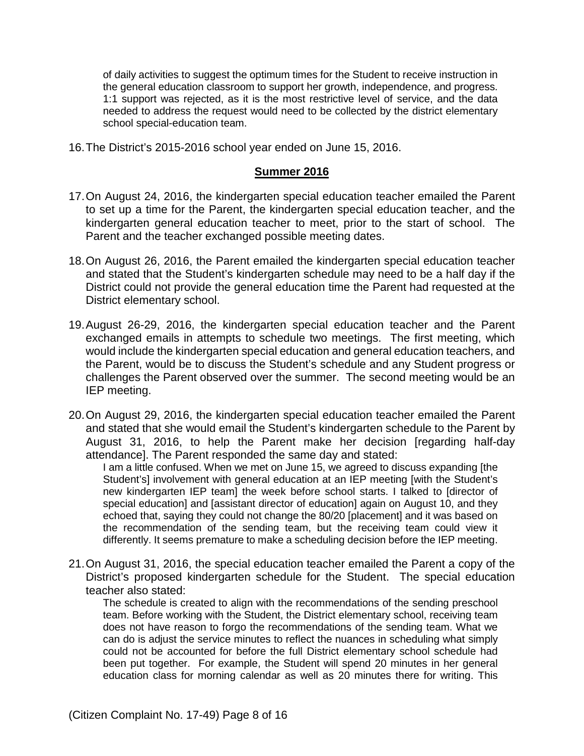of daily activities to suggest the optimum times for the Student to receive instruction in the general education classroom to support her growth, independence, and progress. 1:1 support was rejected, as it is the most restrictive level of service, and the data needed to address the request would need to be collected by the district elementary school special-education team.

16. The District's 2015-2016 school year ended on June 15, 2016.

## Summer 2016

17. On August 24, 2016, the kindergarten special education teacher emailed the Parent to set up a time for the Parent, the kindergarten special education teacher, and the kindergarten general education teacher to meet, prior to the start of school. The Parent and the teacher exchanged possible meeting dates.

18. On August 26, 2016, the Parent emailed the kindergarten special education teacher and stated that the Student's kindergarten schedule may need to be a half day if the District could not provide the general education time the Parent had requested at the District elementary school.

19. August 26-29, 2016, the kindergarten special education teacher and the Parent exchanged emails in attempts to schedule two meetings. The first meeting, which would include the kindergarten special education and general education teachers, and the Parent, would be to discuss the Student's schedule and any Student progress or challenges the Parent observed over the summer. The second meeting would be an IEP meeting.

20. On August 29, 2016, the kindergarten special education teacher emailed the Parent and stated that she would email the Student's kindergarten schedule to the Parent by August 31, 2016, to help the Parent make her decision [regarding half-day attendance]. The Parent responded the same day and stated:

    I am a little confused. When we met on June 15, we agreed to discuss expanding [the Student's] involvement with general education at an IEP meeting [with the Student's new kindergarten IEP team] the week before school starts. I talked to [director of special education] and [assistant director of education] again on August 10, and they echoed that, saying they could not change the 80/20 [placement] and it was based on the recommendation of the sending team, but the receiving team could view it differently. It seems premature to make a scheduling decision before the IEP meeting.

21. On August 31, 2016, the special education teacher emailed the Parent a copy of the District's proposed kindergarten schedule for the Student. The special education teacher also stated:

    The schedule is created to align with the recommendations of the sending preschool team. Before working with the Student, the District elementary school, receiving team does not have reason to forgo the recommendations of the sending team. What we can do is adjust the service minutes to reflect the nuances in scheduling what simply could not be accounted for before the full District elementary school schedule had been put together. For example, the Student will spend 20 minutes in her general education class for morning calendar as well as 20 minutes there for writing. This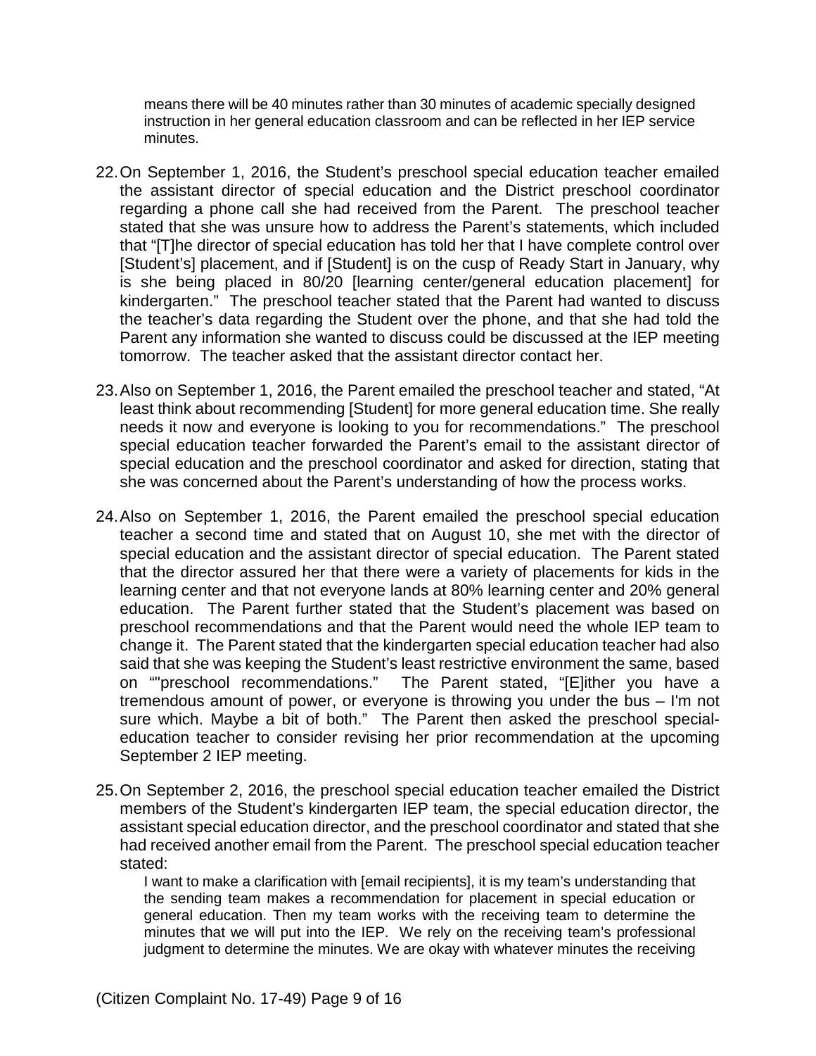means there will be 40 minutes rather than 30 minutes of academic specially designed instruction in her general education classroom and can be reflected in her IEP service minutes.

22. On September 1, 2016, the Student's preschool special education teacher emailed the assistant director of special education and the District preschool coordinator regarding a phone call she had received from the Parent. The preschool teacher stated that she was unsure how to address the Parent's statements, which included that "[T]he director of special education has told her that I have complete control over [Student's] placement, and if [Student] is on the cusp of Ready Start in January, why is she being placed in 80/20 [learning center/general education placement] for kindergarten." The preschool teacher stated that the Parent had wanted to discuss the teacher's data regarding the Student over the phone, and that she had told the Parent any information she wanted to discuss could be discussed at the IEP meeting tomorrow. The teacher asked that the assistant director contact her.

23. Also on September 1, 2016, the Parent emailed the preschool teacher and stated, "At least think about recommending [Student] for more general education time. She really needs it now and everyone is looking to you for recommendations." The preschool special education teacher forwarded the Parent's email to the assistant director of special education and the preschool coordinator and asked for direction, stating that she was concerned about the Parent's understanding of how the process works.

24. Also on September 1, 2016, the Parent emailed the preschool special education teacher a second time and stated that on August 10, she met with the director of special education and the assistant director of special education. The Parent stated that the director assured her that there were a variety of placements for kids in the learning center and that not everyone lands at 80% learning center and 20% general education. The Parent further stated that the Student's placement was based on preschool recommendations and that the Parent would need the whole IEP team to change it. The Parent stated that the kindergarten special education teacher had also said that she was keeping the Student's least restrictive environment the same, based on ""preschool recommendations." The Parent stated, "[E]ither you have a tremendous amount of power, or everyone is throwing you under the bus – I'm not sure which. Maybe a bit of both." The Parent then asked the preschool special-education teacher to consider revising her prior recommendation at the upcoming September 2 IEP meeting.

25. On September 2, 2016, the preschool special education teacher emailed the District members of the Student's kindergarten IEP team, the special education director, the assistant special education director, and the preschool coordinator and stated that she had received another email from the Parent. The preschool special education teacher stated:

    I want to make a clarification with [email recipients], it is my team's understanding that the sending team makes a recommendation for placement in special education or general education. Then my team works with the receiving team to determine the minutes that we will put into the IEP. We rely on the receiving team's professional judgment to determine the minutes. We are okay with whatever minutes the receiving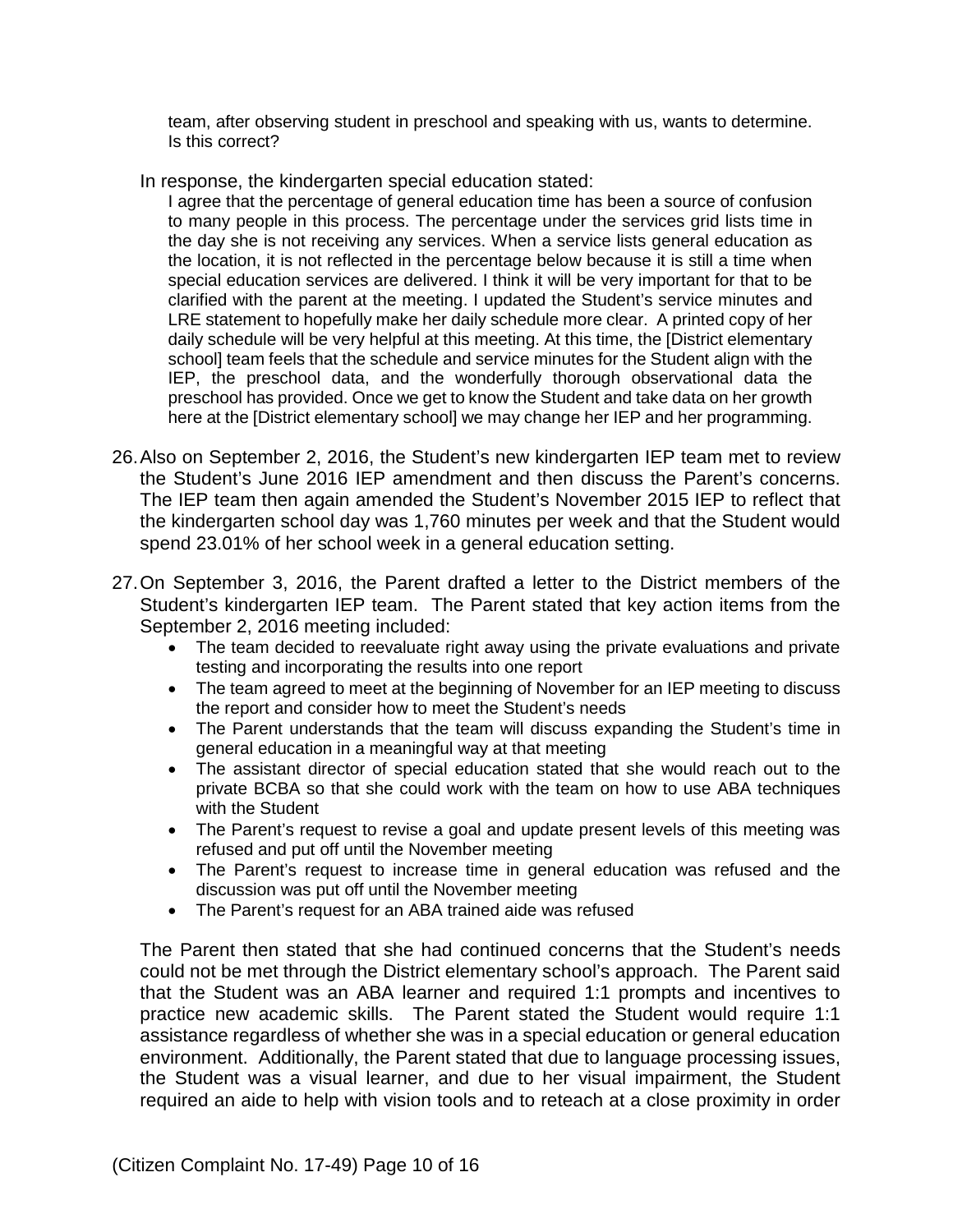team, after observing student in preschool and speaking with us, wants to determine. Is this correct?

In response, the kindergarten special education stated:

> I agree that the percentage of general education time has been a source of confusion to many people in this process. The percentage under the services grid lists time in the day she is not receiving any services. When a service lists general education as the location, it is not reflected in the percentage below because it is still a time when special education services are delivered. I think it will be very important for that to be clarified with the parent at the meeting. I updated the Student's service minutes and LRE statement to hopefully make her daily schedule more clear. A printed copy of her daily schedule will be very helpful at this meeting. At this time, the [District elementary school] team feels that the schedule and service minutes for the Student align with the IEP, the preschool data, and the wonderfully thorough observational data the preschool has provided. Once we get to know the Student and take data on her growth here at the [District elementary school] we may change her IEP and her programming.

26. Also on September 2, 2016, the Student's new kindergarten IEP team met to review the Student's June 2016 IEP amendment and then discuss the Parent's concerns. The IEP team then again amended the Student's November 2015 IEP to reflect that the kindergarten school day was 1,760 minutes per week and that the Student would spend 23.01% of her school week in a general education setting.

27. On September 3, 2016, the Parent drafted a letter to the District members of the Student's kindergarten IEP team. The Parent stated that key action items from the September 2, 2016 meeting included:
    - The team decided to reevaluate right away using the private evaluations and private testing and incorporating the results into one report
    - The team agreed to meet at the beginning of November for an IEP meeting to discuss the report and consider how to meet the Student's needs
    - The Parent understands that the team will discuss expanding the Student's time in general education in a meaningful way at that meeting
    - The assistant director of special education stated that she would reach out to the private BCBA so that she could work with the team on how to use ABA techniques with the Student
    - The Parent's request to revise a goal and update present levels of this meeting was refused and put off until the November meeting
    - The Parent's request to increase time in general education was refused and the discussion was put off until the November meeting
    - The Parent's request for an ABA trained aide was refused

    The Parent then stated that she had continued concerns that the Student's needs could not be met through the District elementary school's approach. The Parent said that the Student was an ABA learner and required 1:1 prompts and incentives to practice new academic skills. The Parent stated the Student would require 1:1 assistance regardless of whether she was in a special education or general education environment. Additionally, the Parent stated that due to language processing issues, the Student was a visual learner, and due to her visual impairment, the Student required an aide to help with vision tools and to reteach at a close proximity in order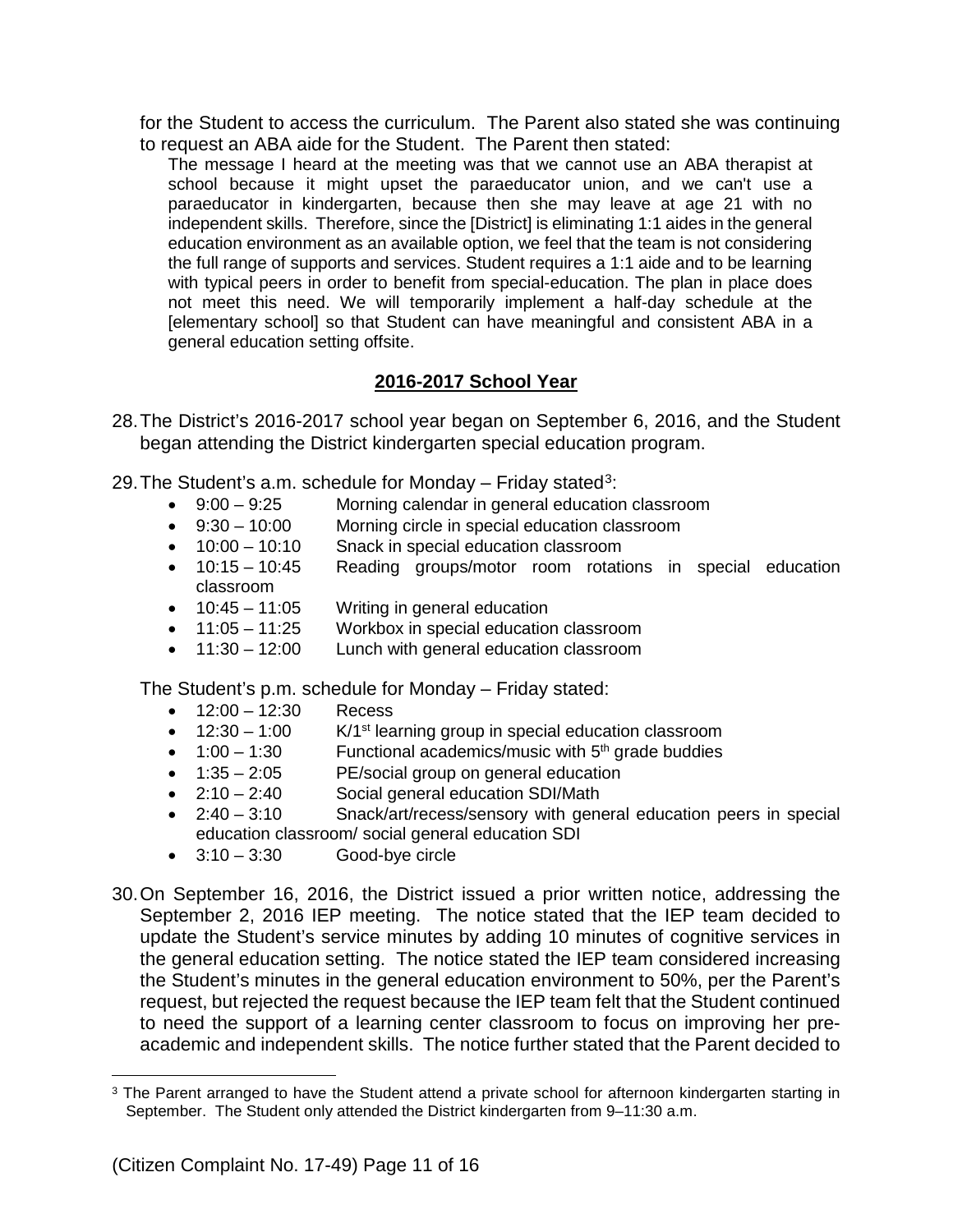for the Student to access the curriculum. The Parent also stated she was continuing to request an ABA aide for the Student. The Parent then stated:

> The message I heard at the meeting was that we cannot use an ABA therapist at school because it might upset the paraeducator union, and we can't use a paraeducator in kindergarten, because then she may leave at age 21 with no independent skills. Therefore, since the [District] is eliminating 1:1 aides in the general education environment as an available option, we feel that the team is not considering the full range of supports and services. Student requires a 1:1 aide and to be learning with typical peers in order to benefit from special-education. The plan in place does not meet this need. We will temporarily implement a half-day schedule at the [elementary school] so that Student can have meaningful and consistent ABA in a general education setting offsite.

## 2016-2017 School Year

28. The District's 2016-2017 school year began on September 6, 2016, and the Student began attending the District kindergarten special education program.

29. The Student's a.m. schedule for Monday – Friday stated[3]:
    - 9:00 – 9:25 Morning calendar in general education classroom
    - 9:30 – 10:00 Morning circle in special education classroom
    - 10:00 – 10:10 Snack in special education classroom
    - 10:15 – 10:45 Reading groups/motor room rotations in special education classroom
    - 10:45 – 11:05 Writing in general education
    - 11:05 – 11:25 Workbox in special education classroom
    - 11:30 – 12:00 Lunch with general education classroom

    The Student's p.m. schedule for Monday – Friday stated:
    - 12:00 – 12:30 Recess
    - 12:30 – 1:00 K/1st learning group in special education classroom
    - 1:00 – 1:30 Functional academics/music with 5th grade buddies
    - 1:35 – 2:05 PE/social group on general education
    - 2:10 – 2:40 Social general education SDI/Math
    - 2:40 – 3:10 Snack/art/recess/sensory with general education peers in special education classroom/ social general education SDI
    - 3:10 – 3:30 Good-bye circle

30. On September 16, 2016, the District issued a prior written notice, addressing the September 2, 2016 IEP meeting. The notice stated that the IEP team decided to update the Student's service minutes by adding 10 minutes of cognitive services in the general education setting. The notice stated the IEP team considered increasing the Student's minutes in the general education environment to 50%, per the Parent's request, but rejected the request because the IEP team felt that the Student continued to need the support of a learning center classroom to focus on improving her pre-academic and independent skills. The notice further stated that the Parent decided to

---

[3] The Parent arranged to have the Student attend a private school for afternoon kindergarten starting in September. The Student only attended the District kindergarten from 9–11:30 a.m.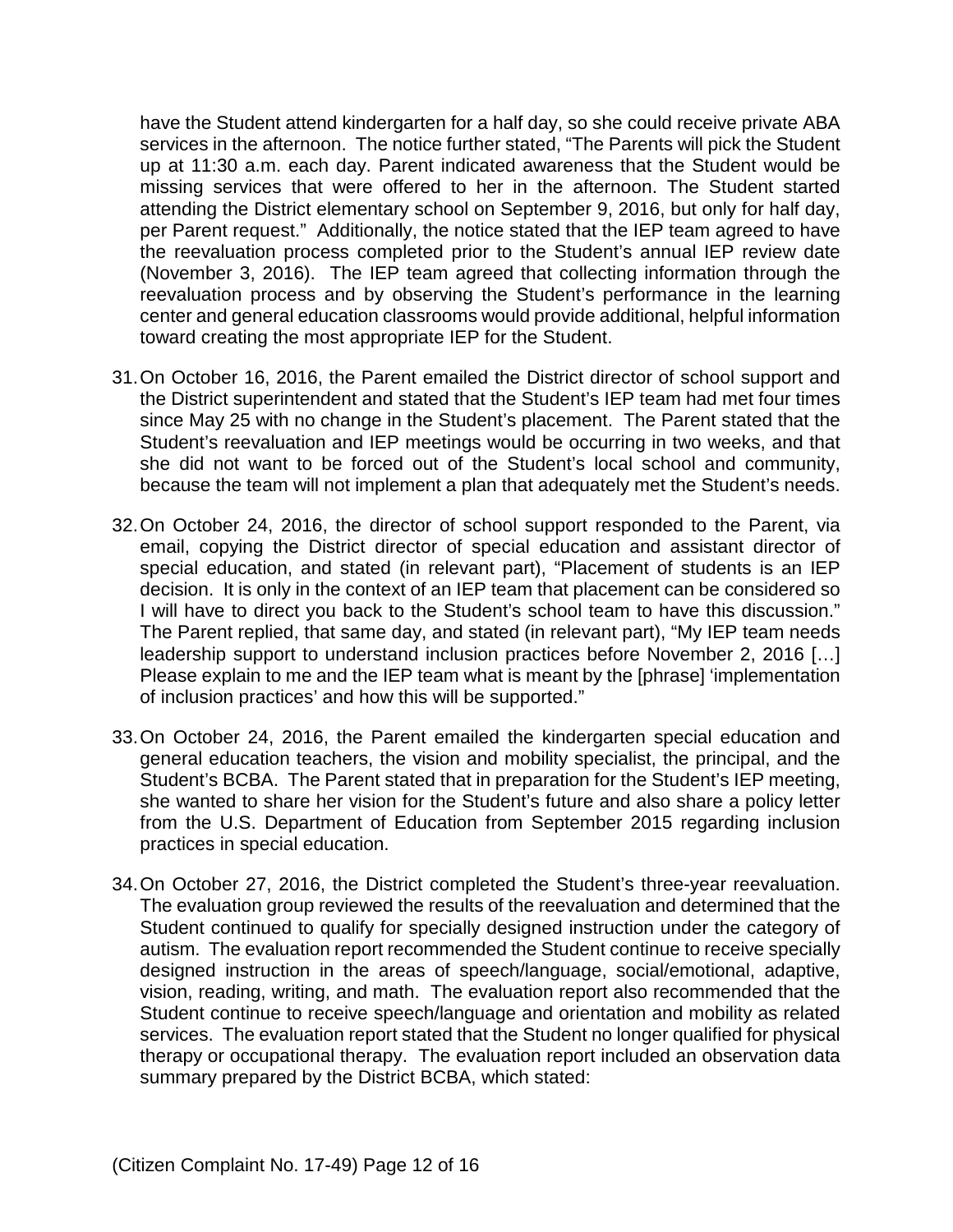have the Student attend kindergarten for a half day, so she could receive private ABA services in the afternoon. The notice further stated, "The Parents will pick the Student up at 11:30 a.m. each day. Parent indicated awareness that the Student would be missing services that were offered to her in the afternoon. The Student started attending the District elementary school on September 9, 2016, but only for half day, per Parent request." Additionally, the notice stated that the IEP team agreed to have the reevaluation process completed prior to the Student's annual IEP review date (November 3, 2016). The IEP team agreed that collecting information through the reevaluation process and by observing the Student's performance in the learning center and general education classrooms would provide additional, helpful information toward creating the most appropriate IEP for the Student.

31. On October 16, 2016, the Parent emailed the District director of school support and the District superintendent and stated that the Student's IEP team had met four times since May 25 with no change in the Student's placement. The Parent stated that the Student's reevaluation and IEP meetings would be occurring in two weeks, and that she did not want to be forced out of the Student's local school and community, because the team will not implement a plan that adequately met the Student's needs.

32. On October 24, 2016, the director of school support responded to the Parent, via email, copying the District director of special education and assistant director of special education, and stated (in relevant part), "Placement of students is an IEP decision. It is only in the context of an IEP team that placement can be considered so I will have to direct you back to the Student's school team to have this discussion." The Parent replied, that same day, and stated (in relevant part), "My IEP team needs leadership support to understand inclusion practices before November 2, 2016 […] Please explain to me and the IEP team what is meant by the [phrase] 'implementation of inclusion practices' and how this will be supported."

33. On October 24, 2016, the Parent emailed the kindergarten special education and general education teachers, the vision and mobility specialist, the principal, and the Student's BCBA. The Parent stated that in preparation for the Student's IEP meeting, she wanted to share her vision for the Student's future and also share a policy letter from the U.S. Department of Education from September 2015 regarding inclusion practices in special education.

34. On October 27, 2016, the District completed the Student's three-year reevaluation. The evaluation group reviewed the results of the reevaluation and determined that the Student continued to qualify for specially designed instruction under the category of autism. The evaluation report recommended the Student continue to receive specially designed instruction in the areas of speech/language, social/emotional, adaptive, vision, reading, writing, and math. The evaluation report also recommended that the Student continue to receive speech/language and orientation and mobility as related services. The evaluation report stated that the Student no longer qualified for physical therapy or occupational therapy. The evaluation report included an observation data summary prepared by the District BCBA, which stated: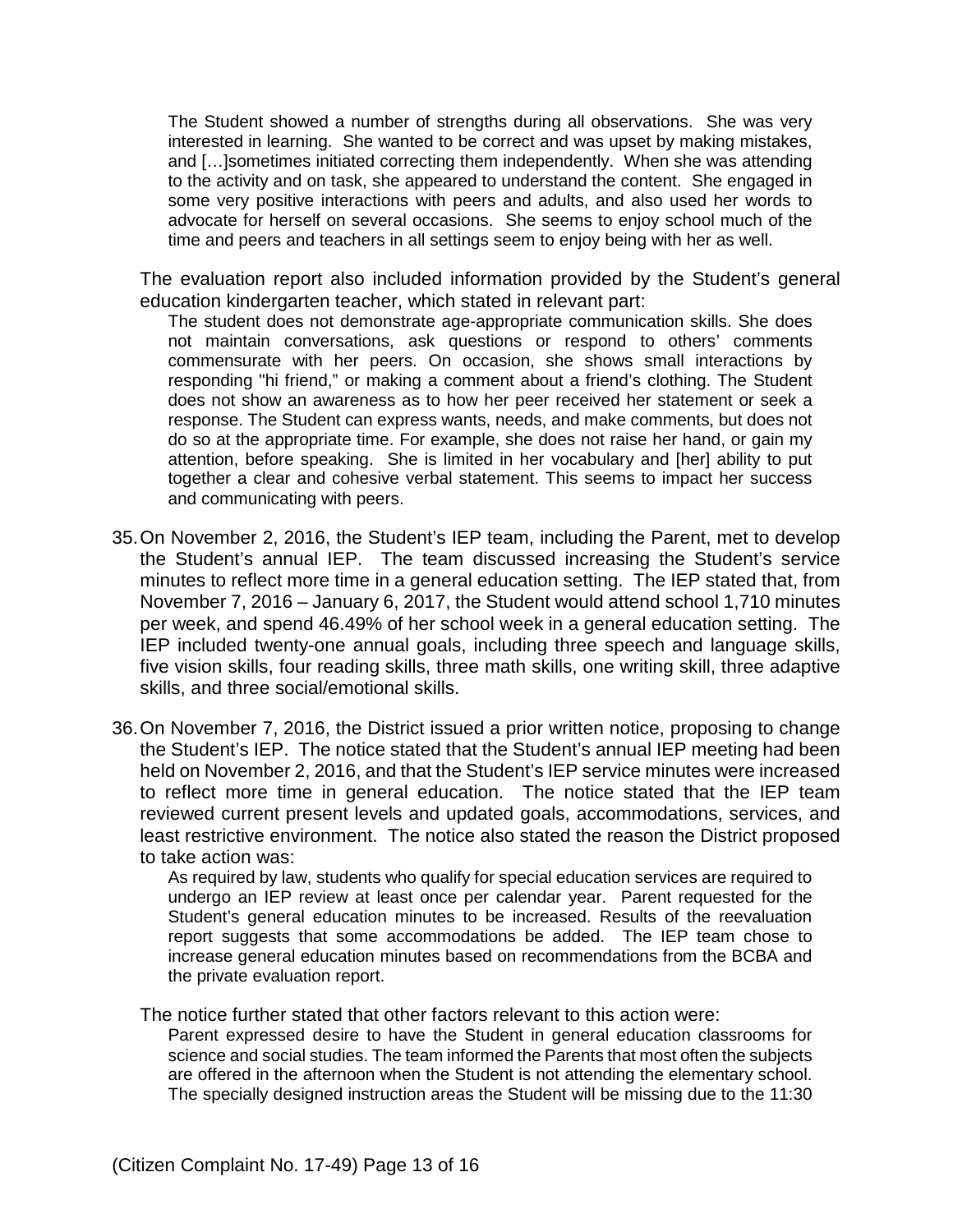> The Student showed a number of strengths during all observations. She was very interested in learning. She wanted to be correct and was upset by making mistakes, and […]sometimes initiated correcting them independently. When she was attending to the activity and on task, she appeared to understand the content. She engaged in some very positive interactions with peers and adults, and also used her words to advocate for herself on several occasions. She seems to enjoy school much of the time and peers and teachers in all settings seem to enjoy being with her as well.

The evaluation report also included information provided by the Student's general education kindergarten teacher, which stated in relevant part:

> The student does not demonstrate age-appropriate communication skills. She does not maintain conversations, ask questions or respond to others' comments commensurate with her peers. On occasion, she shows small interactions by responding "hi friend," or making a comment about a friend's clothing. The Student does not show an awareness as to how her peer received her statement or seek a response. The Student can express wants, needs, and make comments, but does not do so at the appropriate time. For example, she does not raise her hand, or gain my attention, before speaking. She is limited in her vocabulary and [her] ability to put together a clear and cohesive verbal statement. This seems to impact her success and communicating with peers.

35. On November 2, 2016, the Student's IEP team, including the Parent, met to develop the Student's annual IEP. The team discussed increasing the Student's service minutes to reflect more time in a general education setting. The IEP stated that, from November 7, 2016 – January 6, 2017, the Student would attend school 1,710 minutes per week, and spend 46.49% of her school week in a general education setting. The IEP included twenty-one annual goals, including three speech and language skills, five vision skills, four reading skills, three math skills, one writing skill, three adaptive skills, and three social/emotional skills.

36. On November 7, 2016, the District issued a prior written notice, proposing to change the Student's IEP. The notice stated that the Student's annual IEP meeting had been held on November 2, 2016, and that the Student's IEP service minutes were increased to reflect more time in general education. The notice stated that the IEP team reviewed current present levels and updated goals, accommodations, services, and least restrictive environment. The notice also stated the reason the District proposed to take action was:

> As required by law, students who qualify for special education services are required to undergo an IEP review at least once per calendar year. Parent requested for the Student's general education minutes to be increased. Results of the reevaluation report suggests that some accommodations be added. The IEP team chose to increase general education minutes based on recommendations from the BCBA and the private evaluation report.

The notice further stated that other factors relevant to this action were:

> Parent expressed desire to have the Student in general education classrooms for science and social studies. The team informed the Parents that most often the subjects are offered in the afternoon when the Student is not attending the elementary school. The specially designed instruction areas the Student will be missing due to the 11:30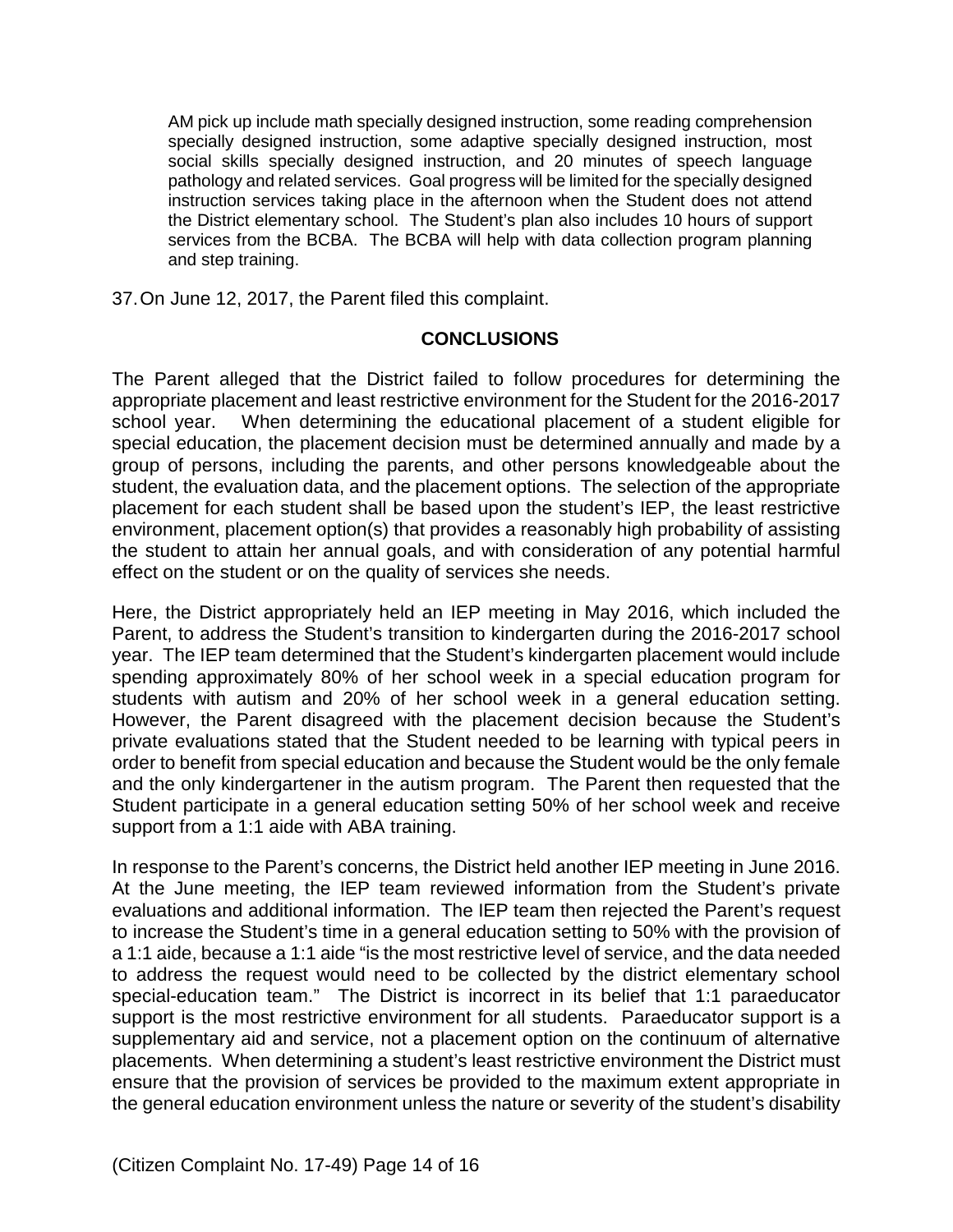AM pick up include math specially designed instruction, some reading comprehension specially designed instruction, some adaptive specially designed instruction, most social skills specially designed instruction, and 20 minutes of speech language pathology and related services. Goal progress will be limited for the specially designed instruction services taking place in the afternoon when the Student does not attend the District elementary school. The Student's plan also includes 10 hours of support services from the BCBA. The BCBA will help with data collection program planning and step training.

37. On June 12, 2017, the Parent filed this complaint.

## CONCLUSIONS

The Parent alleged that the District failed to follow procedures for determining the appropriate placement and least restrictive environment for the Student for the 2016-2017 school year. When determining the educational placement of a student eligible for special education, the placement decision must be determined annually and made by a group of persons, including the parents, and other persons knowledgeable about the student, the evaluation data, and the placement options. The selection of the appropriate placement for each student shall be based upon the student's IEP, the least restrictive environment, placement option(s) that provides a reasonably high probability of assisting the student to attain her annual goals, and with consideration of any potential harmful effect on the student or on the quality of services she needs.

Here, the District appropriately held an IEP meeting in May 2016, which included the Parent, to address the Student's transition to kindergarten during the 2016-2017 school year. The IEP team determined that the Student's kindergarten placement would include spending approximately 80% of her school week in a special education program for students with autism and 20% of her school week in a general education setting. However, the Parent disagreed with the placement decision because the Student's private evaluations stated that the Student needed to be learning with typical peers in order to benefit from special education and because the Student would be the only female and the only kindergartener in the autism program. The Parent then requested that the Student participate in a general education setting 50% of her school week and receive support from a 1:1 aide with ABA training.

In response to the Parent's concerns, the District held another IEP meeting in June 2016. At the June meeting, the IEP team reviewed information from the Student's private evaluations and additional information. The IEP team then rejected the Parent's request to increase the Student's time in a general education setting to 50% with the provision of a 1:1 aide, because a 1:1 aide "is the most restrictive level of service, and the data needed to address the request would need to be collected by the district elementary school special-education team." The District is incorrect in its belief that 1:1 paraeducator support is the most restrictive environment for all students. Paraeducator support is a supplementary aid and service, not a placement option on the continuum of alternative placements. When determining a student's least restrictive environment the District must ensure that the provision of services be provided to the maximum extent appropriate in the general education environment unless the nature or severity of the student's disability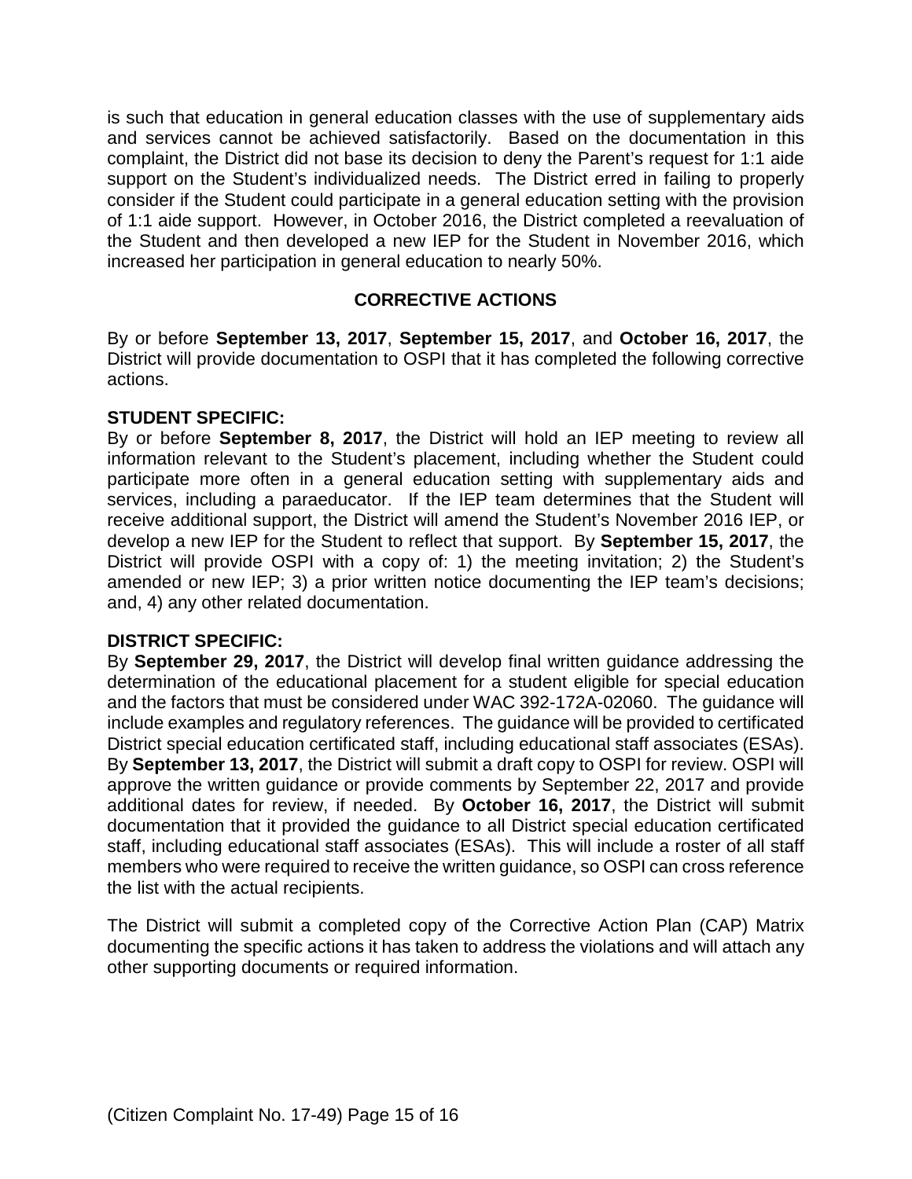is such that education in general education classes with the use of supplementary aids and services cannot be achieved satisfactorily. Based on the documentation in this complaint, the District did not base its decision to deny the Parent's request for 1:1 aide support on the Student's individualized needs. The District erred in failing to properly consider if the Student could participate in a general education setting with the provision of 1:1 aide support. However, in October 2016, the District completed a reevaluation of the Student and then developed a new IEP for the Student in November 2016, which increased her participation in general education to nearly 50%.

## CORRECTIVE ACTIONS

By or before **September 13, 2017**, **September 15, 2017**, and **October 16, 2017**, the District will provide documentation to OSPI that it has completed the following corrective actions.

**STUDENT SPECIFIC:**
By or before **September 8, 2017**, the District will hold an IEP meeting to review all information relevant to the Student's placement, including whether the Student could participate more often in a general education setting with supplementary aids and services, including a paraeducator. If the IEP team determines that the Student will receive additional support, the District will amend the Student's November 2016 IEP, or develop a new IEP for the Student to reflect that support. By **September 15, 2017**, the District will provide OSPI with a copy of: 1) the meeting invitation; 2) the Student's amended or new IEP; 3) a prior written notice documenting the IEP team's decisions; and, 4) any other related documentation.

**DISTRICT SPECIFIC:**
By **September 29, 2017**, the District will develop final written guidance addressing the determination of the educational placement for a student eligible for special education and the factors that must be considered under WAC 392-172A-02060. The guidance will include examples and regulatory references. The guidance will be provided to certificated District special education certificated staff, including educational staff associates (ESAs). By **September 13, 2017**, the District will submit a draft copy to OSPI for review. OSPI will approve the written guidance or provide comments by September 22, 2017 and provide additional dates for review, if needed. By **October 16, 2017**, the District will submit documentation that it provided the guidance to all District special education certificated staff, including educational staff associates (ESAs). This will include a roster of all staff members who were required to receive the written guidance, so OSPI can cross reference the list with the actual recipients.

The District will submit a completed copy of the Corrective Action Plan (CAP) Matrix documenting the specific actions it has taken to address the violations and will attach any other supporting documents or required information.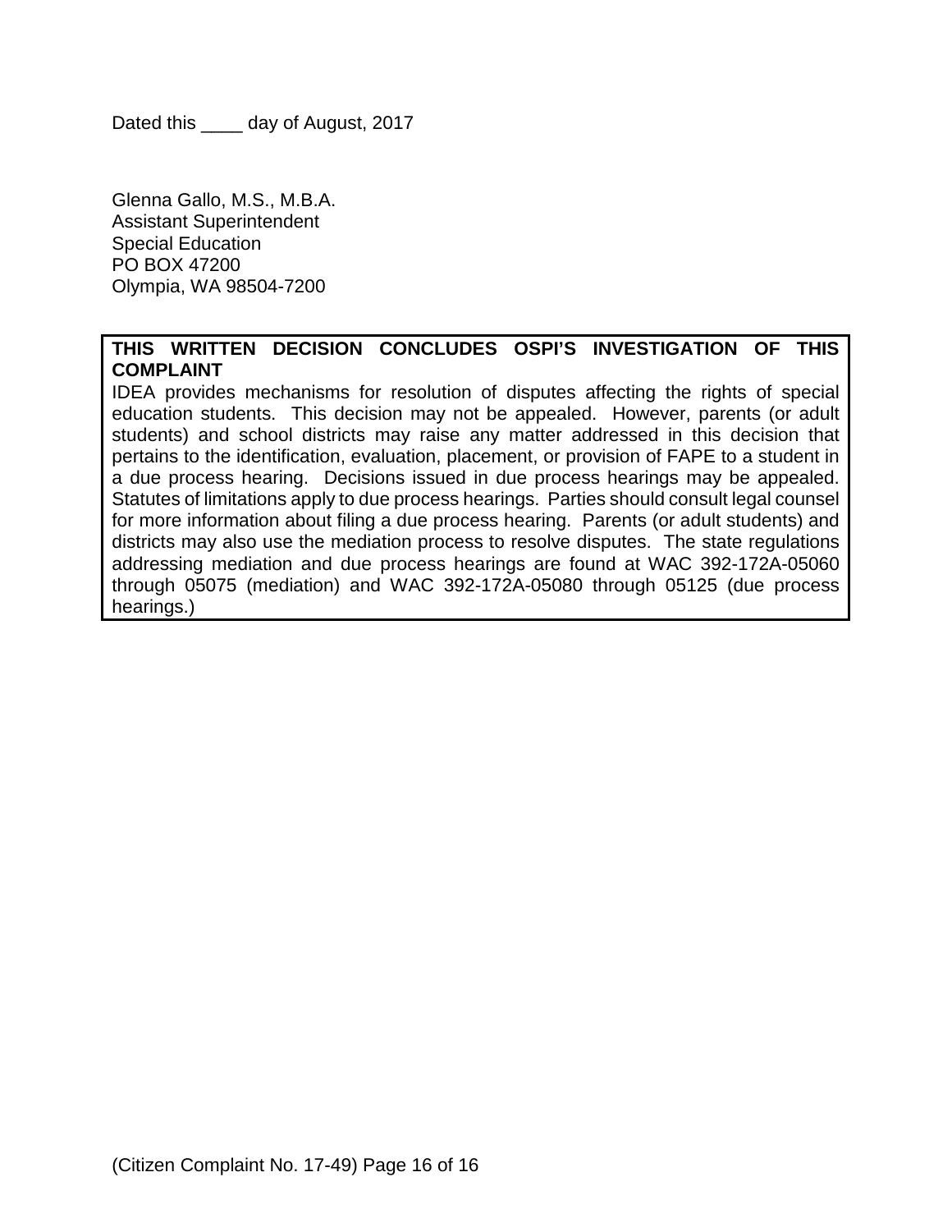Dated this ____ day of August, 2017

Glenna Gallo, M.S., M.B.A.
Assistant Superintendent
Special Education
PO BOX 47200
Olympia, WA 98504-7200

**THIS WRITTEN DECISION CONCLUDES OSPI'S INVESTIGATION OF THIS COMPLAINT**

IDEA provides mechanisms for resolution of disputes affecting the rights of special education students. This decision may not be appealed. However, parents (or adult students) and school districts may raise any matter addressed in this decision that pertains to the identification, evaluation, placement, or provision of FAPE to a student in a due process hearing. Decisions issued in due process hearings may be appealed. Statutes of limitations apply to due process hearings. Parties should consult legal counsel for more information about filing a due process hearing. Parents (or adult students) and districts may also use the mediation process to resolve disputes. The state regulations addressing mediation and due process hearings are found at WAC 392-172A-05060 through 05075 (mediation) and WAC 392-172A-05080 through 05125 (due process hearings.)